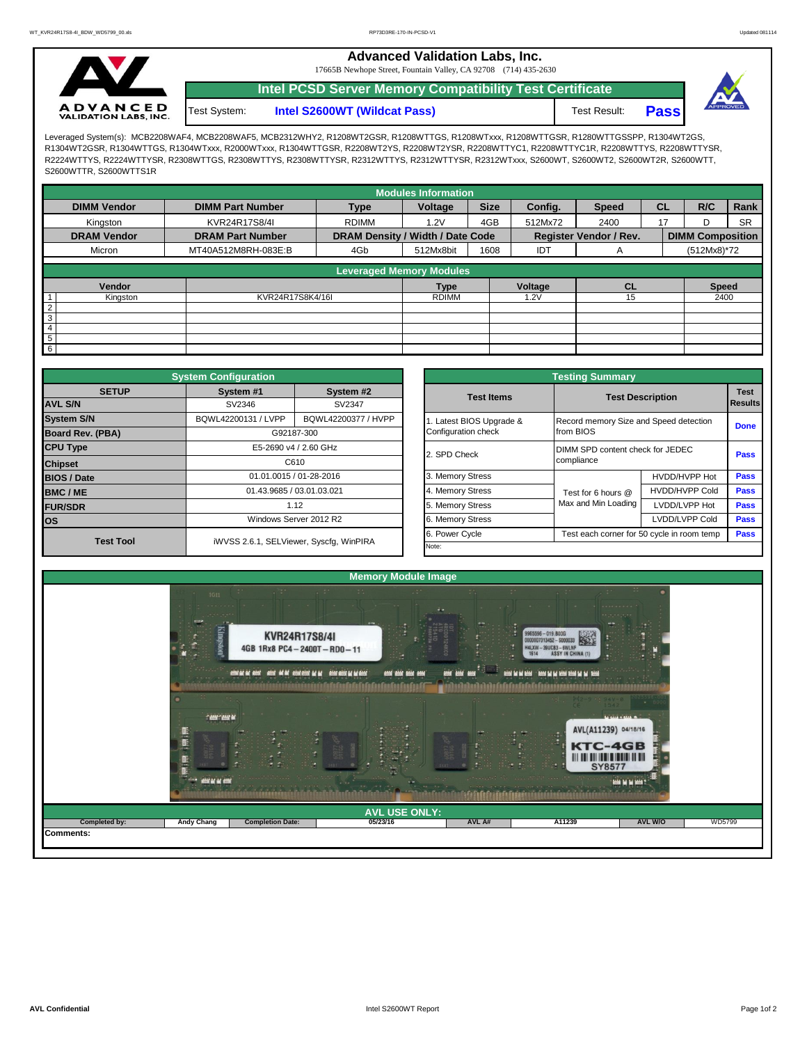# Advanced Validation Labs, Inc.

17665B Newhope Street, Fountain Valley, CA 92708 (714) 435-2630

## Intel PCSD Server Memory Compatibility Test Certificate

Test System: **Intel S2600WT (Wildcat Pass)** Test Result: **Pass**

Leveraged System(s): MCB2208WAF4, MCB2208WAF5, MCB2312WHY2, R1208WT2GSR, R1208WTTGS, R1208WTxxx, R1208WTTGSR, R1280WTTGSSPP, R1304WT2GS, R1304WT2GSR, R1304WTTGS, R1304WTxxx, R2000WTxxx, R1304WTTGSR, R2208WT2YS, R2208WT2YSR, R2208WTTYC1, R2208WTTYC1R, R2208WTTYS, R2208WTTYSR, R2224WTTYS, R2224WTTYSR, R2308WTTGS, R2308WTTYS, R2308WTTYSR, R2312WTTYS, R2312WTTYSR, R2312WTxxx, S2600WT, S2600WT2, S2600WT2R, S2600WTT, S2600WTTR, S2600WTTS1R

### Modules Information

| DIMM Vendor | DIMM Part Number | Type | Voltage | Size | Config. | Speed | CL | R/C | Rank |
|---|---|---|---|---|---|---|---|---|---|
| Kingston | KVR24R17S8/4I | RDIMM | 1.2V | 4GB | 512Mx72 | 2400 | 17 | D | SR |
| **DRAM Vendor** | **DRAM Part Number** | **DRAM Density / Width / Date Code** | | | **Register Vendor / Rev.** | | **DIMM Composition** | | |
| Micron | MT40A512M8RH-083E:B | 4Gb | 512Mx8bit | 1608 | IDT | A | (512Mx8)*72 | | |

### Leveraged Memory Modules

| | Vendor | | Type | Voltage | CL | Speed |
|---|---|---|---|---|---|---|
| 1 | Kingston | KVR24R17S8K4/16I | RDIMM | 1.2V | 15 | 2400 |
| 2 | | | | | | |
| 3 | | | | | | |
| 4 | | | | | | |
| 5 | | | | | | |
| 6 | | | | | | |

### System Configuration

| SETUP | System #1 | System #2 |
|---|---|---|
| AVL S/N | SV2346 | SV2347 |
| System S/N | BQWL42200131 / LVPP | BQWL42200377 / HVPP |
| Board Rev. (PBA) | G92187-300 | |
| CPU Type | E5-2690 v4 / 2.60 GHz | |
| Chipset | C610 | |
| BIOS / Date | 01.01.0015 / 01-28-2016 | |
| BMC / ME | 01.43.9685 / 03.01.03.021 | |
| FUR/SDR | 1.12 | |
| OS | Windows Server 2012 R2 | |
| Test Tool | iWVSS 2.6.1, SELViewer, Syscfg, WinPIRA | |

### Testing Summary

| Test Items | Test Description | | Test Results |
|---|---|---|---|
| 1. Latest BIOS Upgrade & Configuration check | Record memory Size and Speed detection from BIOS | | Done |
| 2. SPD Check | DIMM SPD content check for JEDEC compliance | | Pass |
| 3. Memory Stress | Test for 6 hours @ Max and Min Loading | HVDD/HVPP Hot | Pass |
| 4. Memory Stress | | HVDD/HVPP Cold | Pass |
| 5. Memory Stress | | LVDD/LVPP Hot | Pass |
| 6. Memory Stress | | LVDD/LVPP Cold | Pass |
| 6. Power Cycle | Test each corner for 50 cycle in room temp | | Pass |
| Note: | | | |

### Memory Module Image

### AVL USE ONLY:

| Completed by: | Andy Chang | Completion Date: | 05/23/16 | AVL A# | A11239 | AVL W/O | WD5799 |
|---|---|---|---|---|---|---|---|

**Comments:**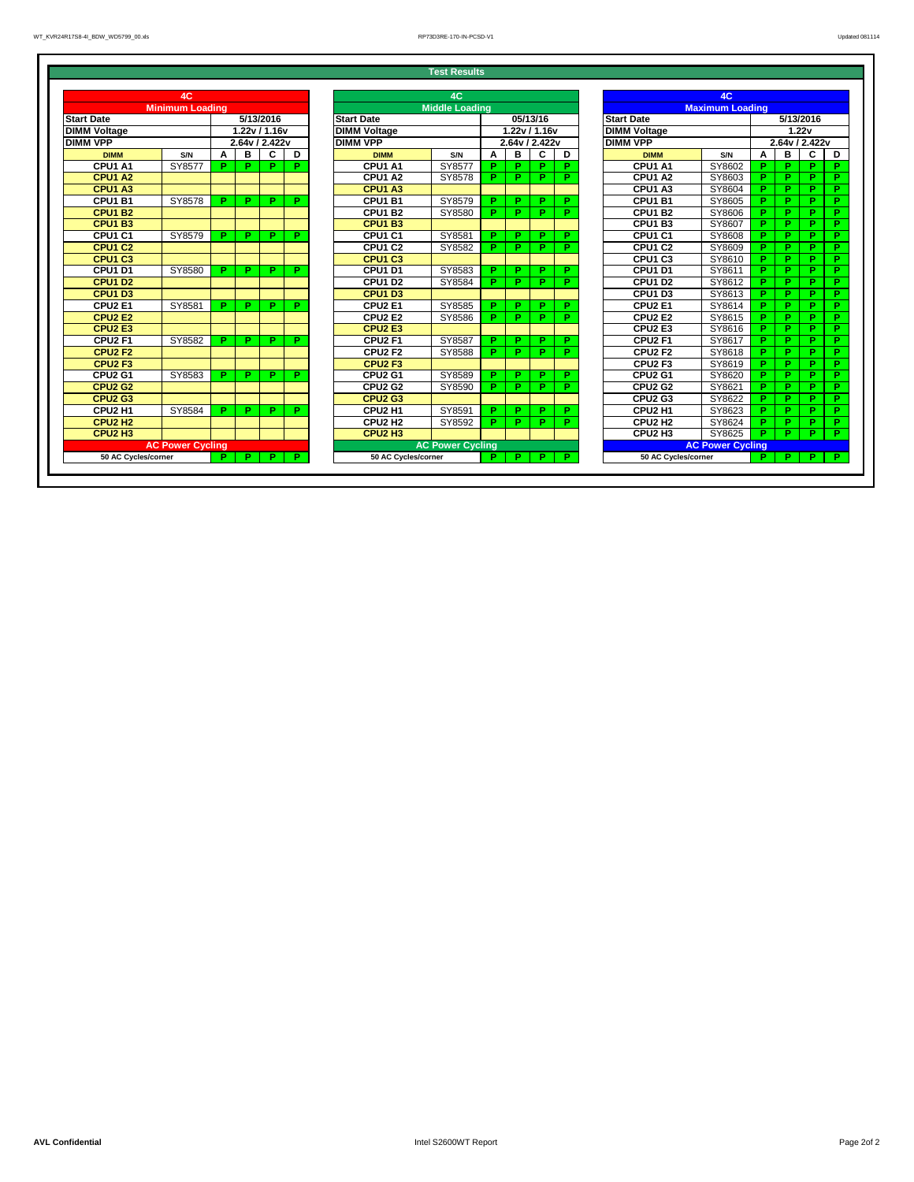## Test Results

### 4C Minimum Loading

| | | | | | |
|---|---|---|---|---|---|
| Start Date | | 5/13/2016 | | | |
| DIMM Voltage | | 1.22v / 1.16v | | | |
| DIMM VPP | | 2.64v / 2.422v | | | |
| **DIMM** | **S/N** | **A** | **B** | **C** | **D** |
| CPU1 A1 | SY8577 | P | P | P | P |
| CPU1 A2 | | | | | |
| CPU1 A3 | | | | | |
| CPU1 B1 | SY8578 | P | P | P | P |
| CPU1 B2 | | | | | |
| CPU1 B3 | | | | | |
| CPU1 C1 | SY8579 | P | P | P | P |
| CPU1 C2 | | | | | |
| CPU1 C3 | | | | | |
| CPU1 D1 | SY8580 | P | P | P | P |
| CPU1 D2 | | | | | |
| CPU1 D3 | | | | | |
| CPU2 E1 | SY8581 | P | P | P | P |
| CPU2 E2 | | | | | |
| CPU2 E3 | | | | | |
| CPU2 F1 | SY8582 | P | P | P | P |
| CPU2 F2 | | | | | |
| CPU2 F3 | | | | | |
| CPU2 G1 | SY8583 | P | P | P | P |
| CPU2 G2 | | | | | |
| CPU2 G3 | | | | | |
| CPU2 H1 | SY8584 | P | P | P | P |
| CPU2 H2 | | | | | |
| CPU2 H3 | | | | | |
| **AC Power Cycling** | | | | | |
| 50 AC Cycles/corner | | P | P | P | P |

### 4C Middle Loading

| | | | | | |
|---|---|---|---|---|---|
| Start Date | | 05/13/16 | | | |
| DIMM Voltage | | 1.22v / 1.16v | | | |
| DIMM VPP | | 2.64v / 2.422v | | | |
| **DIMM** | **S/N** | **A** | **B** | **C** | **D** |
| CPU1 A1 | SY8577 | P | P | P | P |
| CPU1 A2 | SY8578 | P | P | P | P |
| CPU1 A3 | | | | | |
| CPU1 B1 | SY8579 | P | P | P | P |
| CPU1 B2 | SY8580 | P | P | P | P |
| CPU1 B3 | | | | | |
| CPU1 C1 | SY8581 | P | P | P | P |
| CPU1 C2 | SY8582 | P | P | P | P |
| CPU1 C3 | | | | | |
| CPU1 D1 | SY8583 | P | P | P | P |
| CPU1 D2 | SY8584 | P | P | P | P |
| CPU1 D3 | | | | | |
| CPU2 E1 | SY8585 | P | P | P | P |
| CPU2 E2 | SY8586 | P | P | P | P |
| CPU2 E3 | | | | | |
| CPU2 F1 | SY8587 | P | P | P | P |
| CPU2 F2 | SY8588 | P | P | P | P |
| CPU2 F3 | | | | | |
| CPU2 G1 | SY8589 | P | P | P | P |
| CPU2 G2 | SY8590 | P | P | P | P |
| CPU2 G3 | | | | | |
| CPU2 H1 | SY8591 | P | P | P | P |
| CPU2 H2 | SY8592 | P | P | P | P |
| CPU2 H3 | | | | | |
| **AC Power Cycling** | | | | | |
| 50 AC Cycles/corner | | P | P | P | P |

### 4C Maximum Loading

| | | | | | |
|---|---|---|---|---|---|
| Start Date | | 5/13/2016 | | | |
| DIMM Voltage | | 1.22v | | | |
| DIMM VPP | | 2.64v / 2.422v | | | |
| **DIMM** | **S/N** | **A** | **B** | **C** | **D** |
| CPU1 A1 | SY8602 | P | P | P | P |
| CPU1 A2 | SY8603 | P | P | P | P |
| CPU1 A3 | SY8604 | P | P | P | P |
| CPU1 B1 | SY8605 | P | P | P | P |
| CPU1 B2 | SY8606 | P | P | P | P |
| CPU1 B3 | SY8607 | P | P | P | P |
| CPU1 C1 | SY8608 | P | P | P | P |
| CPU1 C2 | SY8609 | P | P | P | P |
| CPU1 C3 | SY8610 | P | P | P | P |
| CPU1 D1 | SY8611 | P | P | P | P |
| CPU1 D2 | SY8612 | P | P | P | P |
| CPU1 D3 | SY8613 | P | P | P | P |
| CPU2 E1 | SY8614 | P | P | P | P |
| CPU2 E2 | SY8615 | P | P | P | P |
| CPU2 E3 | SY8616 | P | P | P | P |
| CPU2 F1 | SY8617 | P | P | P | P |
| CPU2 F2 | SY8618 | P | P | P | P |
| CPU2 F3 | SY8619 | P | P | P | P |
| CPU2 G1 | SY8620 | P | P | P | P |
| CPU2 G2 | SY8621 | P | P | P | P |
| CPU2 G3 | SY8622 | P | P | P | P |
| CPU2 H1 | SY8623 | P | P | P | P |
| CPU2 H2 | SY8624 | P | P | P | P |
| CPU2 H3 | SY8625 | P | P | P | P |
| **AC Power Cycling** | | | | | |
| 50 AC Cycles/corner | | P | P | P | P |